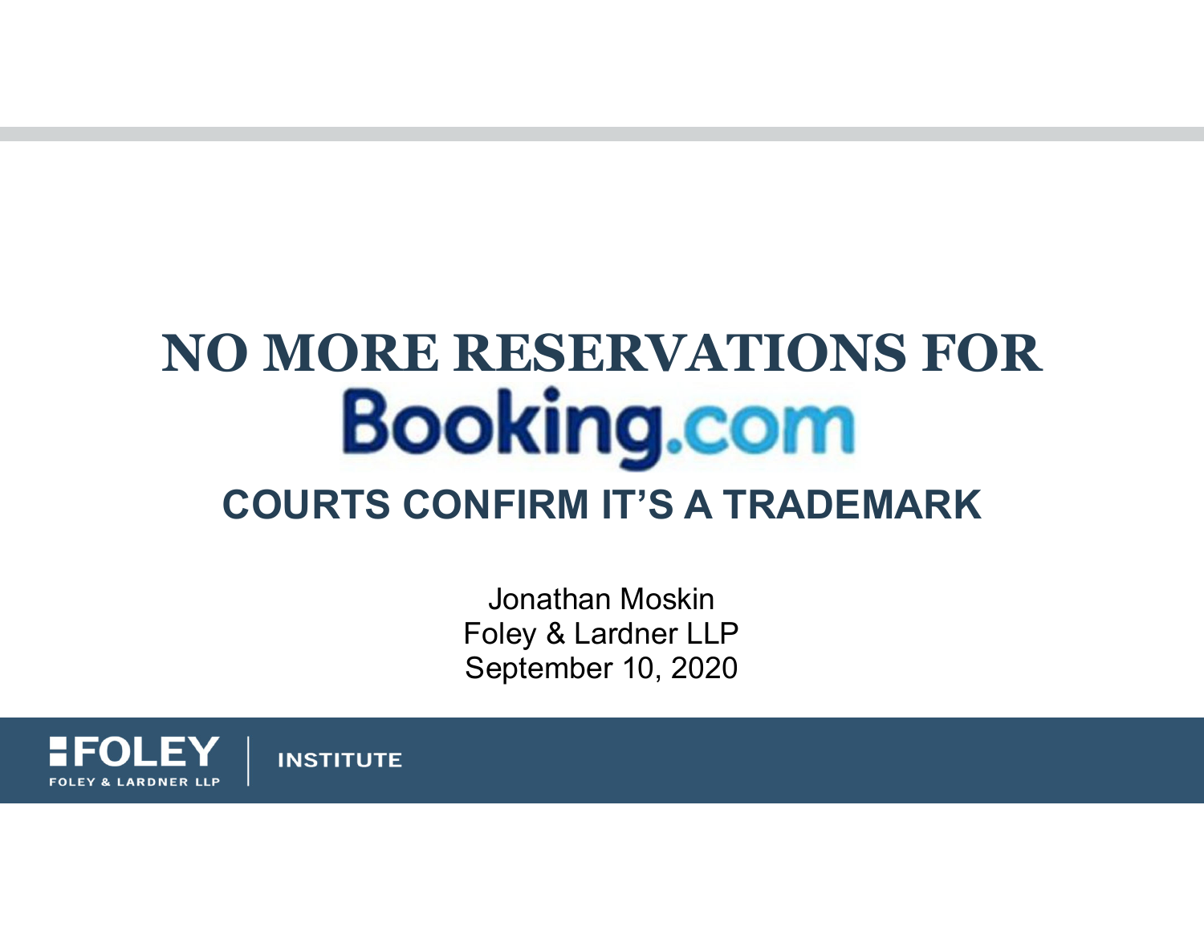# NO MORE RESERVATIONS FOR Booking.com

## COURTS CONFIRM IT'S A TRADEMARK

Jonathan Moskin
Foley & Lardner LLP
September 10, 2020

FOLEY
FOLEY & LARDNER LLP | INSTITUTE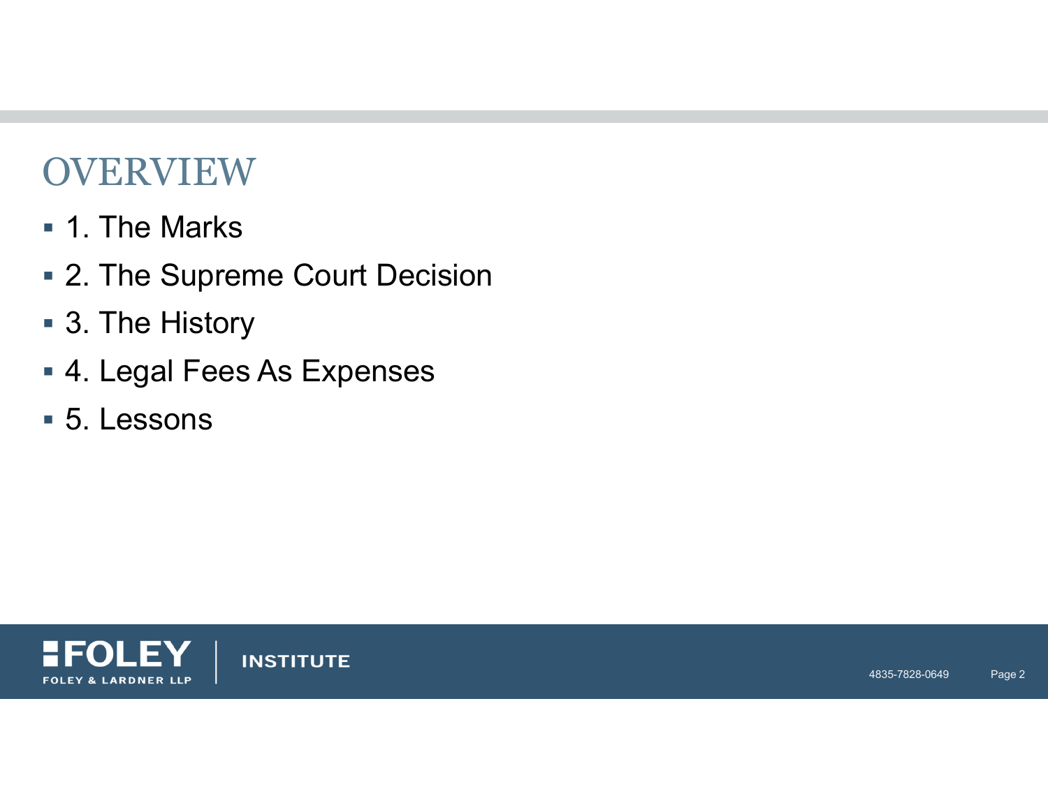# OVERVIEW

- 1. The Marks
- 2. The Supreme Court Decision
- 3. The History
- 4. Legal Fees As Expenses
- 5. Lessons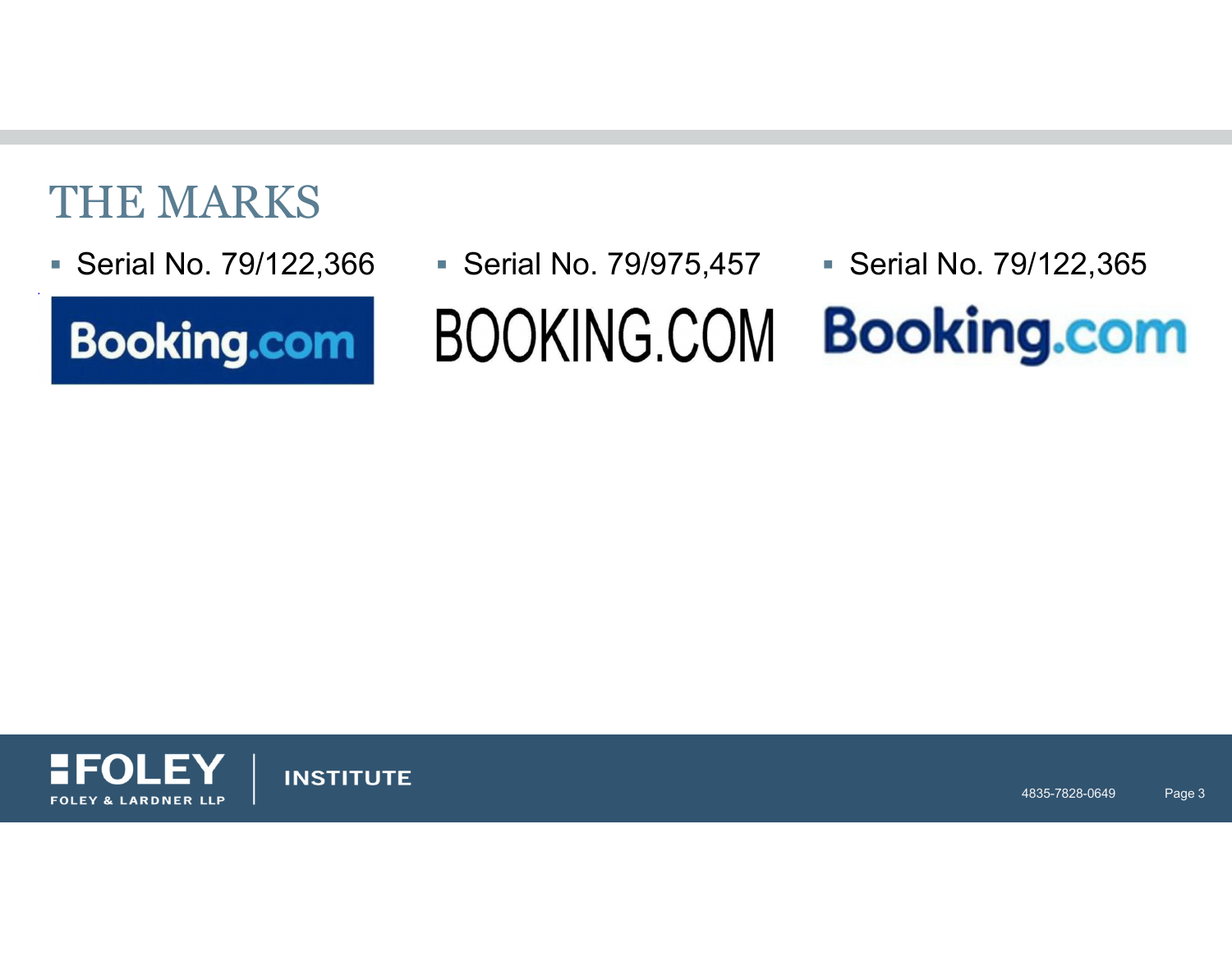# THE MARKS

- Serial No. 79/122,366

Booking.com

- Serial No. 79/975,457

BOOKING.COM

- Serial No. 79/122,365

Booking.com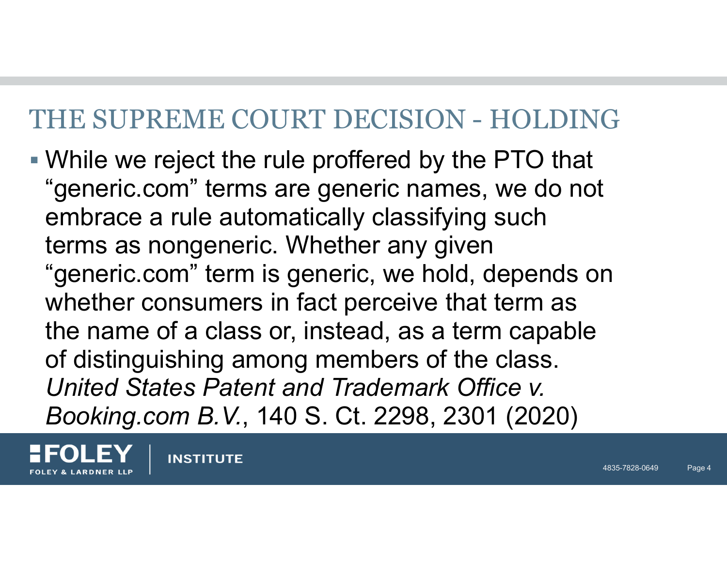# THE SUPREME COURT DECISION - HOLDING

- While we reject the rule proffered by the PTO that "generic.com" terms are generic names, we do not embrace a rule automatically classifying such terms as nongeneric. Whether any given "generic.com" term is generic, we hold, depends on whether consumers in fact perceive that term as the name of a class or, instead, as a term capable of distinguishing among members of the class. *United States Patent and Trademark Office v. Booking.com B.V.*, 140 S. Ct. 2298, 2301 (2020)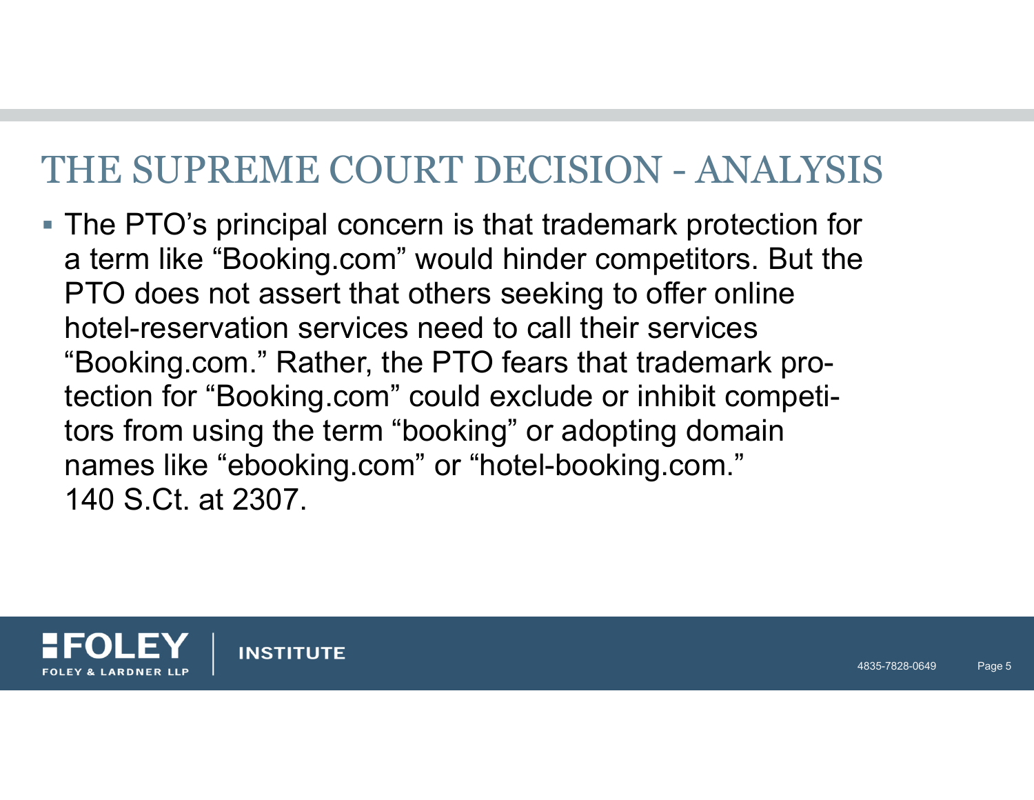# THE SUPREME COURT DECISION - ANALYSIS

- The PTO's principal concern is that trademark protection for a term like "Booking.com" would hinder competitors. But the PTO does not assert that others seeking to offer online hotel-reservation services need to call their services "Booking.com." Rather, the PTO fears that trademark protection for "Booking.com" could exclude or inhibit competitors from using the term "booking" or adopting domain names like "ebooking.com" or "hotel-booking.com." 140 S.Ct. at 2307.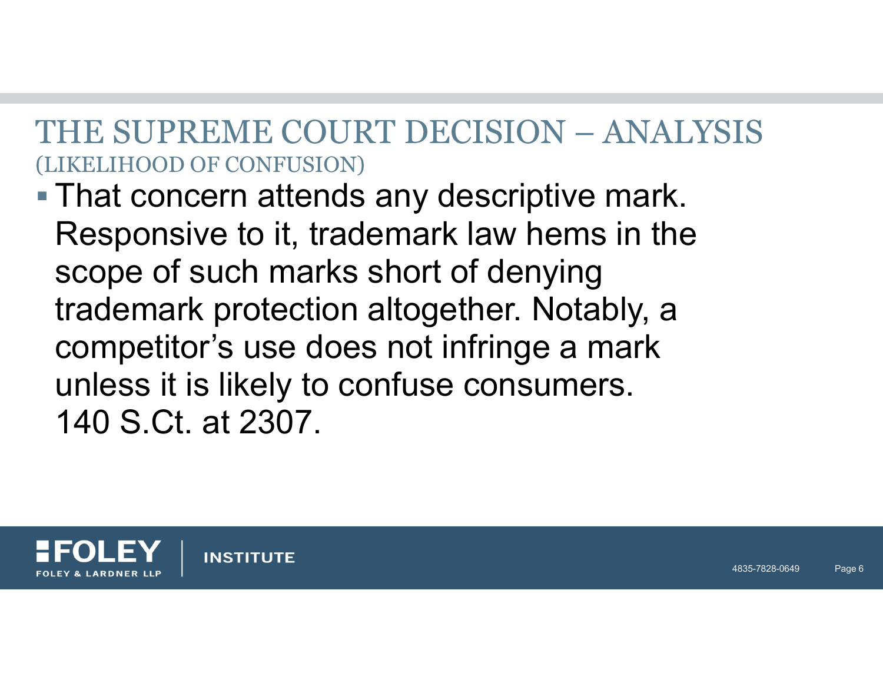# THE SUPREME COURT DECISION – ANALYSIS

## (LIKELIHOOD OF CONFUSION)

- That concern attends any descriptive mark. Responsive to it, trademark law hems in the scope of such marks short of denying trademark protection altogether. Notably, a competitor's use does not infringe a mark unless it is likely to confuse consumers. 140 S.Ct. at 2307.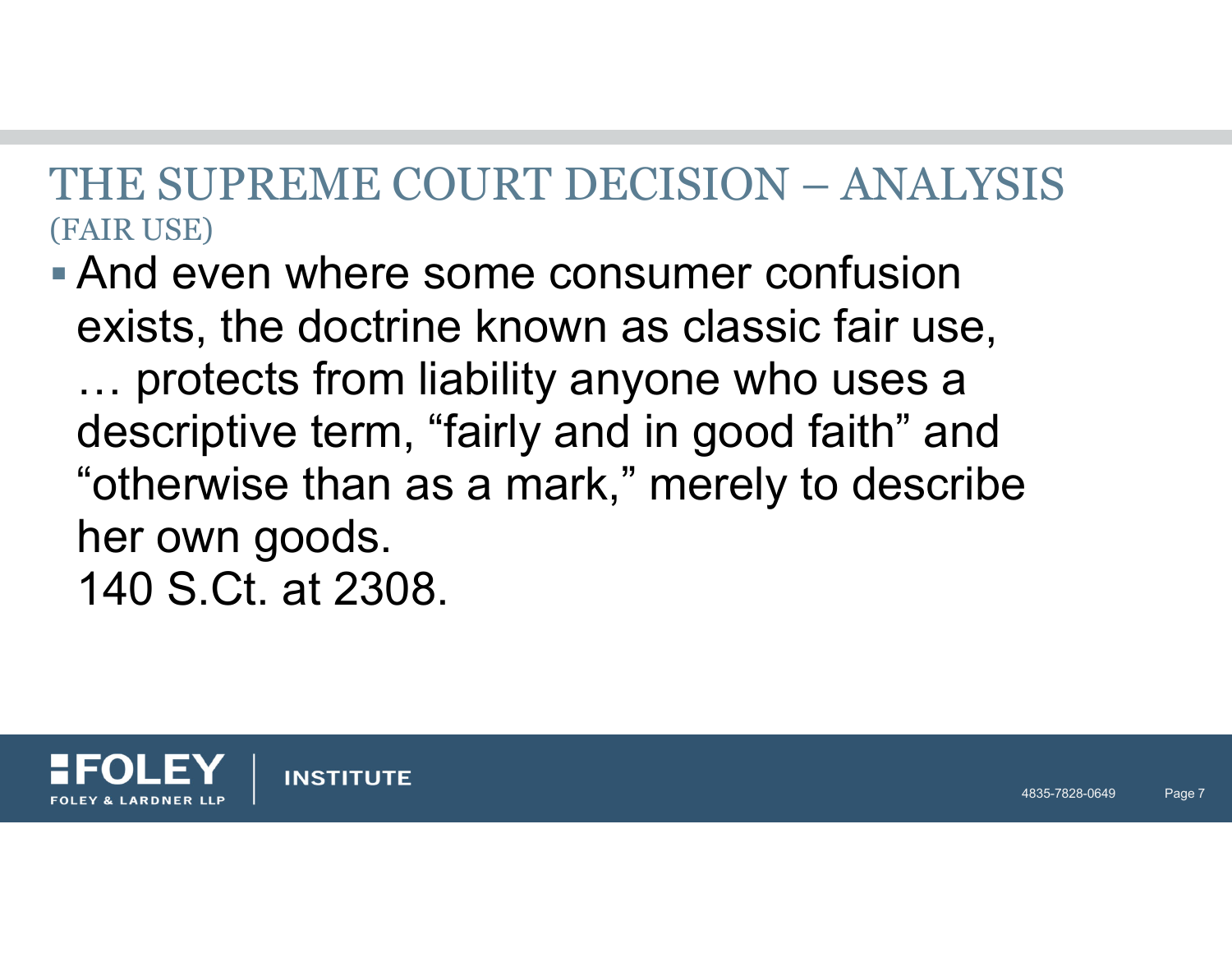# THE SUPREME COURT DECISION – ANALYSIS
(FAIR USE)

- And even where some consumer confusion exists, the doctrine known as classic fair use, … protects from liability anyone who uses a descriptive term, “fairly and in good faith” and “otherwise than as a mark,” merely to describe her own goods.
  140 S.Ct. at 2308.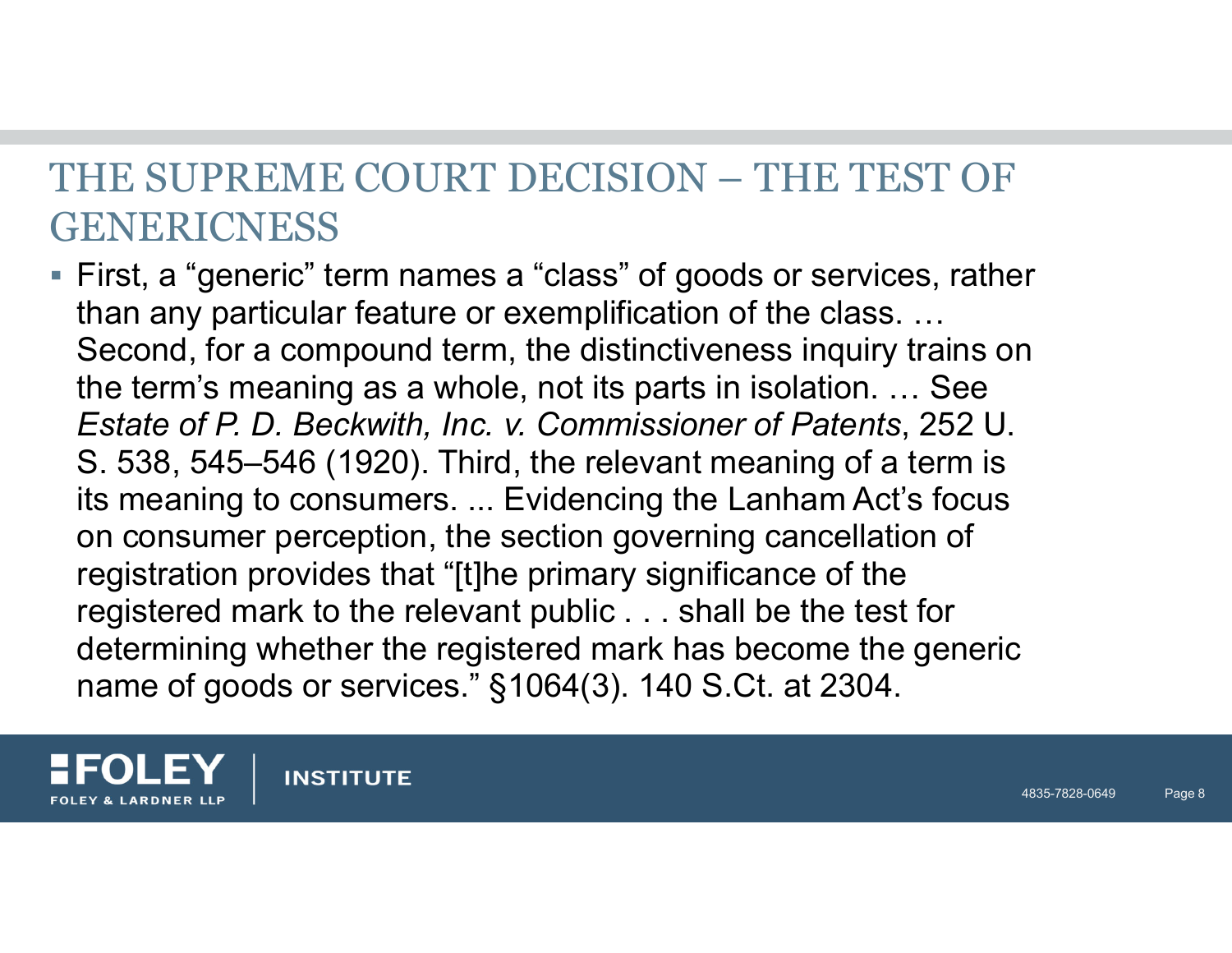# THE SUPREME COURT DECISION – THE TEST OF GENERICNESS

- First, a "generic" term names a "class" of goods or services, rather than any particular feature or exemplification of the class. … Second, for a compound term, the distinctiveness inquiry trains on the term's meaning as a whole, not its parts in isolation. … See *Estate of P. D. Beckwith, Inc. v. Commissioner of Patents*, 252 U. S. 538, 545–546 (1920). Third, the relevant meaning of a term is its meaning to consumers. ... Evidencing the Lanham Act's focus on consumer perception, the section governing cancellation of registration provides that "[t]he primary significance of the registered mark to the relevant public . . . shall be the test for determining whether the registered mark has become the generic name of goods or services." §1064(3). 140 S.Ct. at 2304.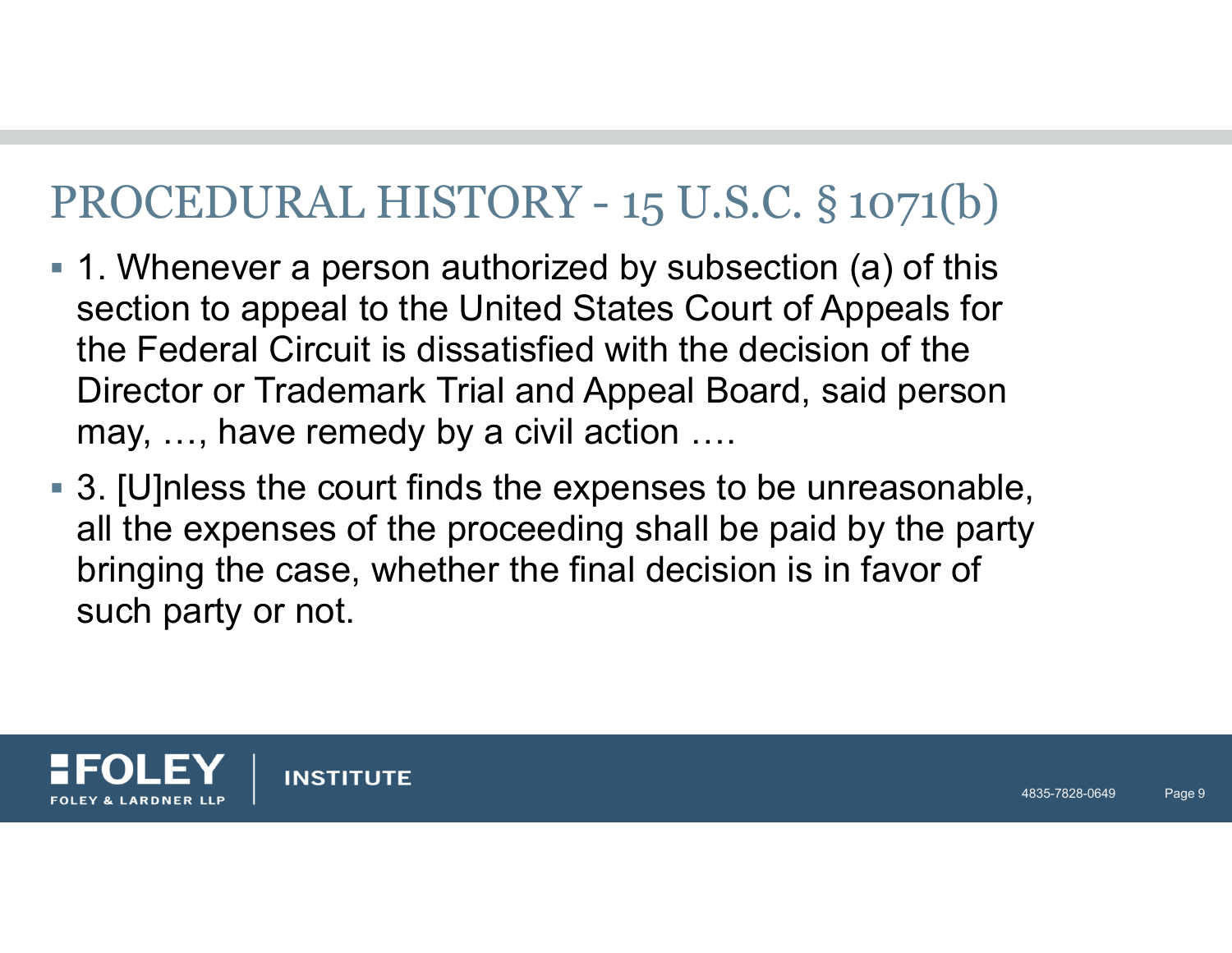# PROCEDURAL HISTORY - 15 U.S.C. § 1071(b)

- 1. Whenever a person authorized by subsection (a) of this section to appeal to the United States Court of Appeals for the Federal Circuit is dissatisfied with the decision of the Director or Trademark Trial and Appeal Board, said person may, …, have remedy by a civil action ….
- 3. [U]nless the court finds the expenses to be unreasonable, all the expenses of the proceeding shall be paid by the party bringing the case, whether the final decision is in favor of such party or not.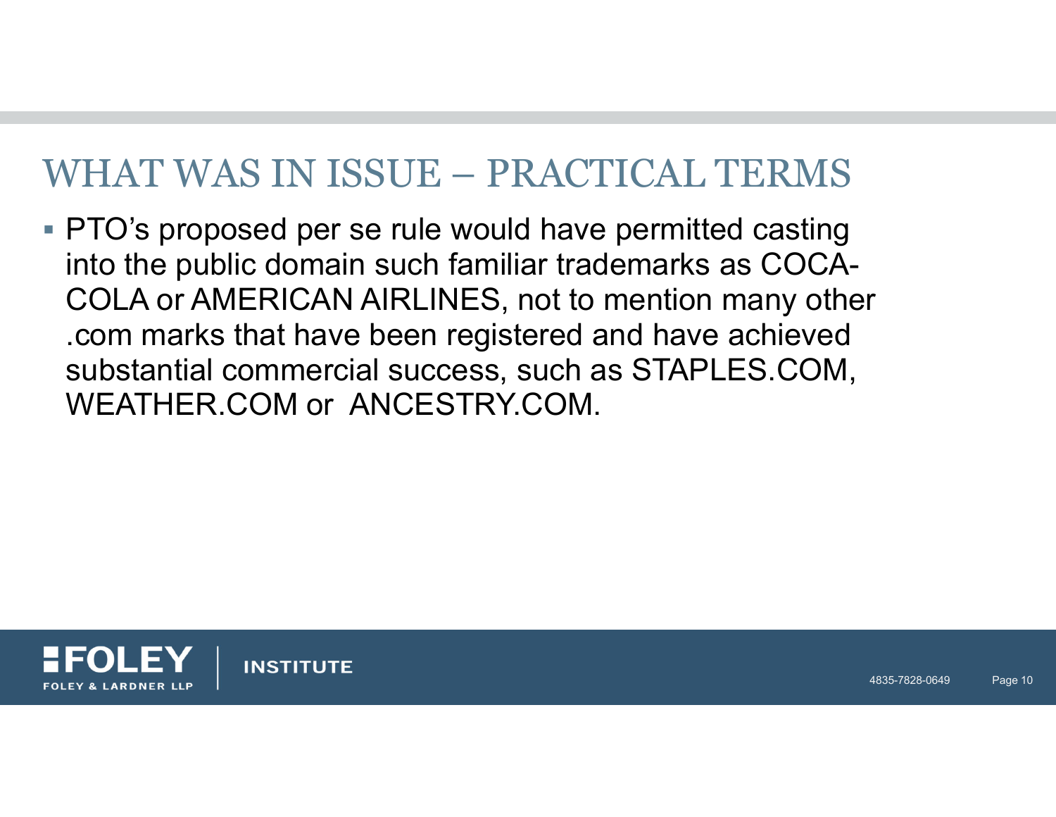# WHAT WAS IN ISSUE – PRACTICAL TERMS

- PTO's proposed per se rule would have permitted casting into the public domain such familiar trademarks as COCA-COLA or AMERICAN AIRLINES, not to mention many other .com marks that have been registered and have achieved substantial commercial success, such as STAPLES.COM, WEATHER.COM or ANCESTRY.COM.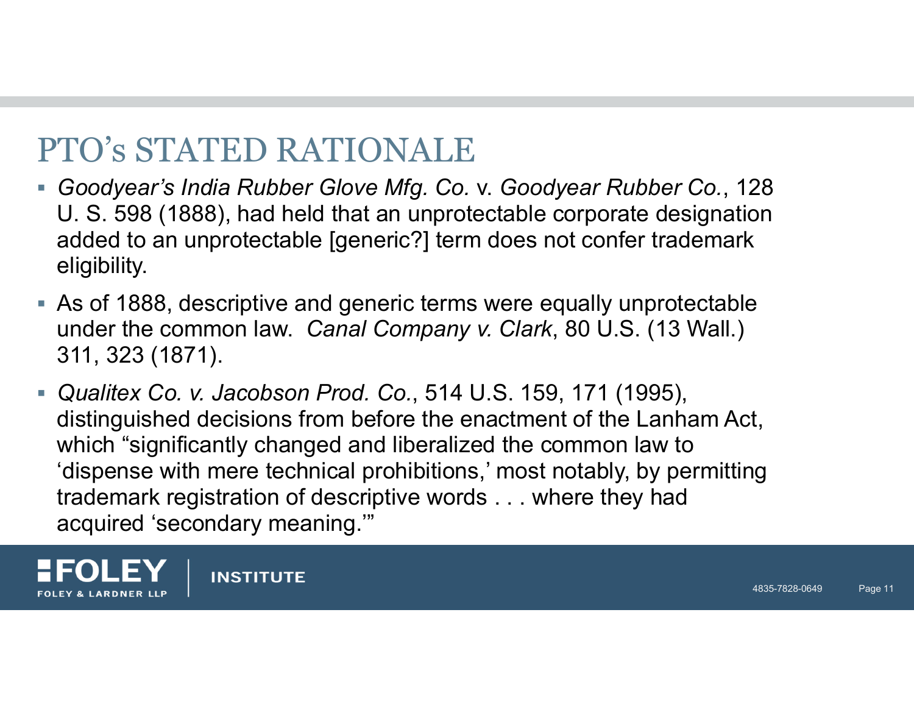# PTO's STATED RATIONALE

- *Goodyear's India Rubber Glove Mfg. Co.* v. *Goodyear Rubber Co.*, 128 U. S. 598 (1888), had held that an unprotectable corporate designation added to an unprotectable [generic?] term does not confer trademark eligibility.
- As of 1888, descriptive and generic terms were equally unprotectable under the common law. *Canal Company v. Clark*, 80 U.S. (13 Wall.) 311, 323 (1871).
- *Qualitex Co. v. Jacobson Prod. Co.*, 514 U.S. 159, 171 (1995), distinguished decisions from before the enactment of the Lanham Act, which "significantly changed and liberalized the common law to 'dispense with mere technical prohibitions,' most notably, by permitting trademark registration of descriptive words . . . where they had acquired 'secondary meaning.'"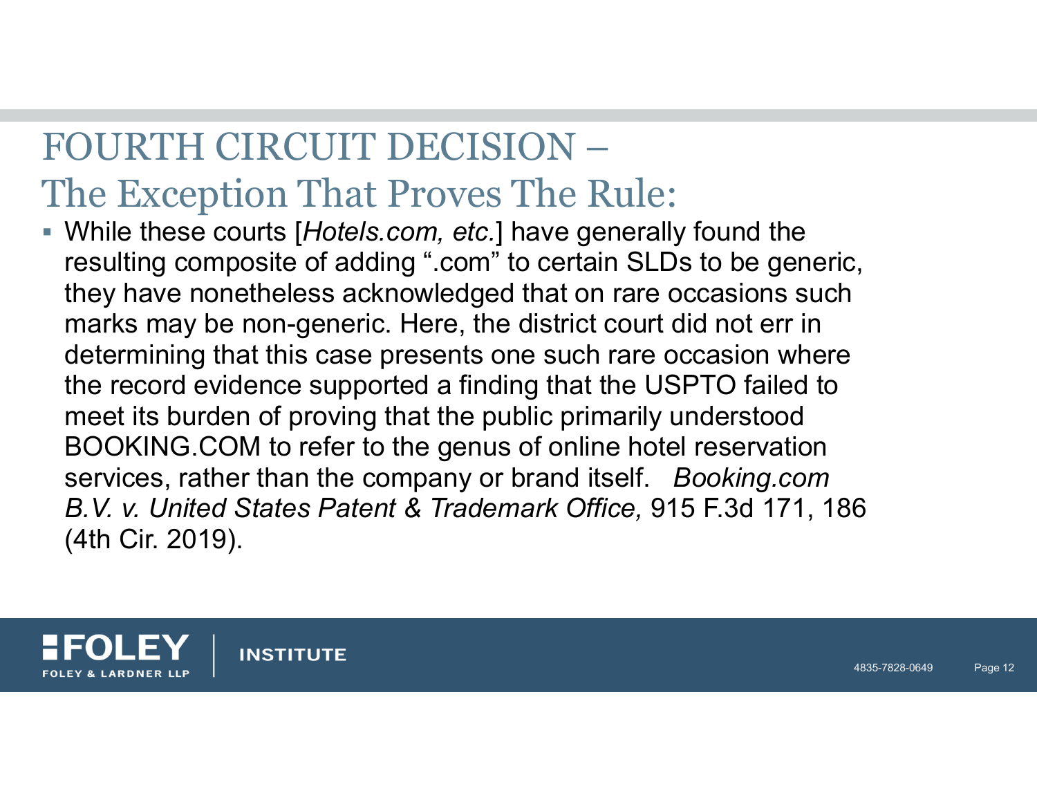# FOURTH CIRCUIT DECISION –
## The Exception That Proves The Rule:

- While these courts [*Hotels.com, etc.*] have generally found the resulting composite of adding ".com" to certain SLDs to be generic, they have nonetheless acknowledged that on rare occasions such marks may be non-generic. Here, the district court did not err in determining that this case presents one such rare occasion where the record evidence supported a finding that the USPTO failed to meet its burden of proving that the public primarily understood BOOKING.COM to refer to the genus of online hotel reservation services, rather than the company or brand itself. *Booking.com B.V. v. United States Patent & Trademark Office,* 915 F.3d 171, 186 (4th Cir. 2019).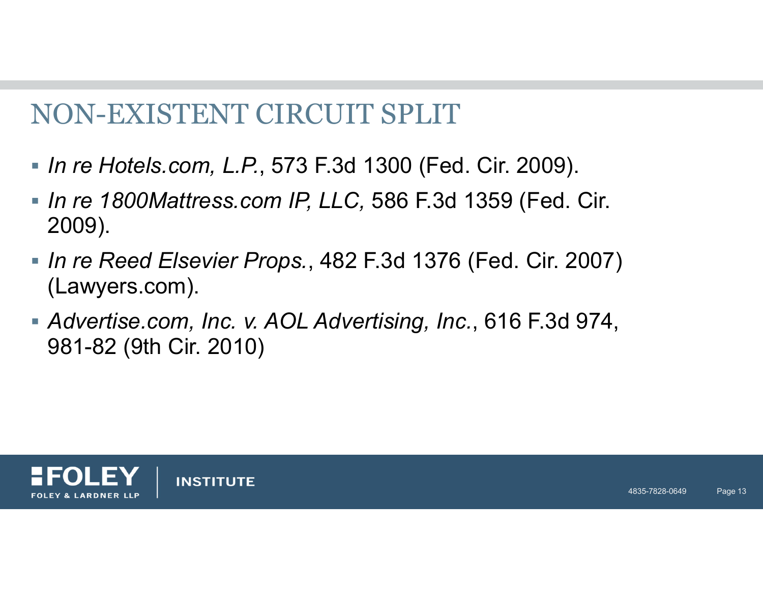# NON-EXISTENT CIRCUIT SPLIT

- *In re Hotels.com, L.P.*, 573 F.3d 1300 (Fed. Cir. 2009).
- *In re 1800Mattress.com IP, LLC,* 586 F.3d 1359 (Fed. Cir. 2009).
- *In re Reed Elsevier Props.*, 482 F.3d 1376 (Fed. Cir. 2007) (Lawyers.com).
- *Advertise.com, Inc. v. AOL Advertising, Inc.*, 616 F.3d 974, 981-82 (9th Cir. 2010)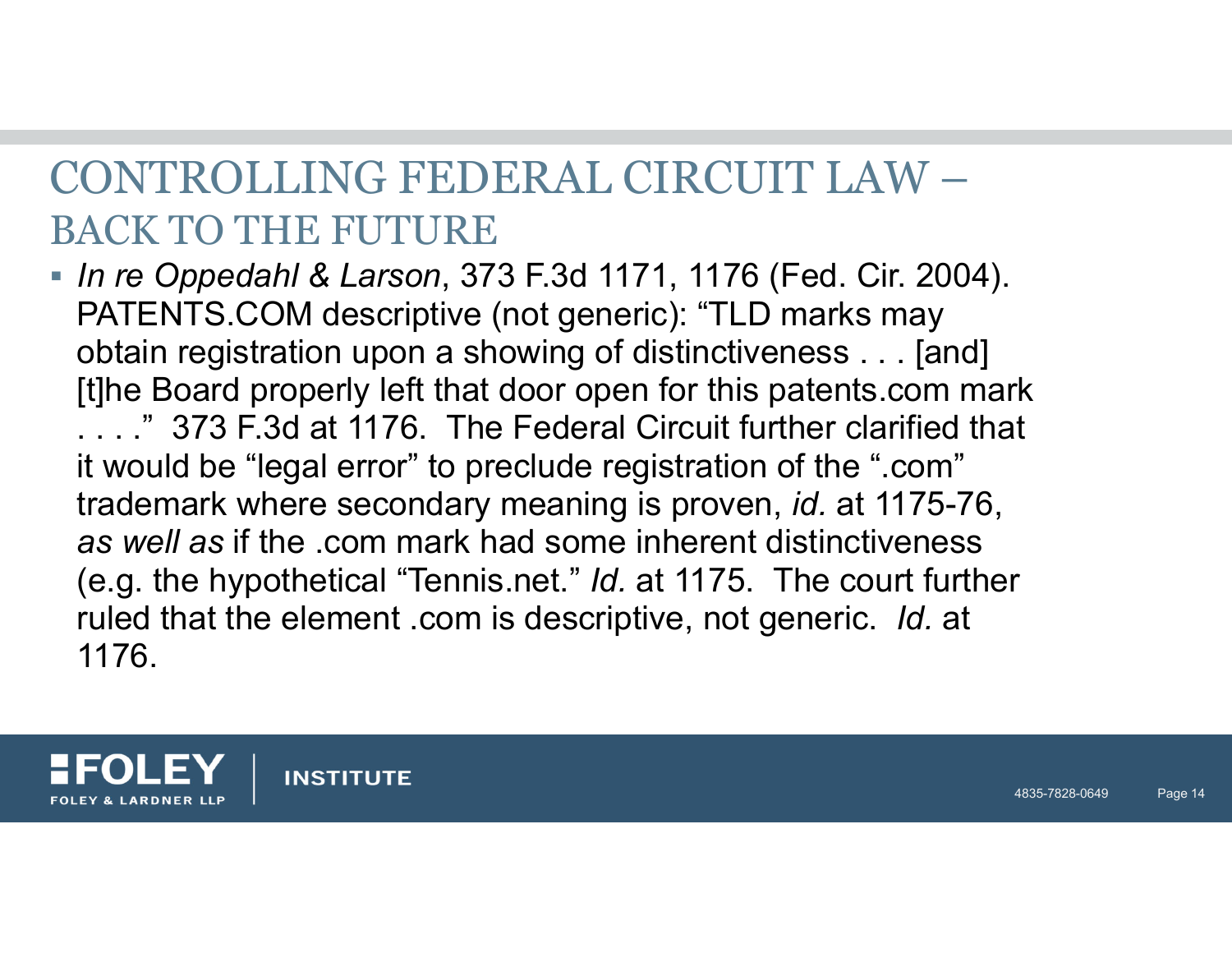# CONTROLLING FEDERAL CIRCUIT LAW – BACK TO THE FUTURE

- *In re Oppedahl & Larson*, 373 F.3d 1171, 1176 (Fed. Cir. 2004). PATENTS.COM descriptive (not generic): "TLD marks may obtain registration upon a showing of distinctiveness . . . [and] [t]he Board properly left that door open for this patents.com mark . . . ." 373 F.3d at 1176. The Federal Circuit further clarified that it would be "legal error" to preclude registration of the ".com" trademark where secondary meaning is proven, *id.* at 1175-76, *as well as* if the .com mark had some inherent distinctiveness (e.g. the hypothetical "Tennis.net." *Id.* at 1175. The court further ruled that the element .com is descriptive, not generic. *Id.* at 1176.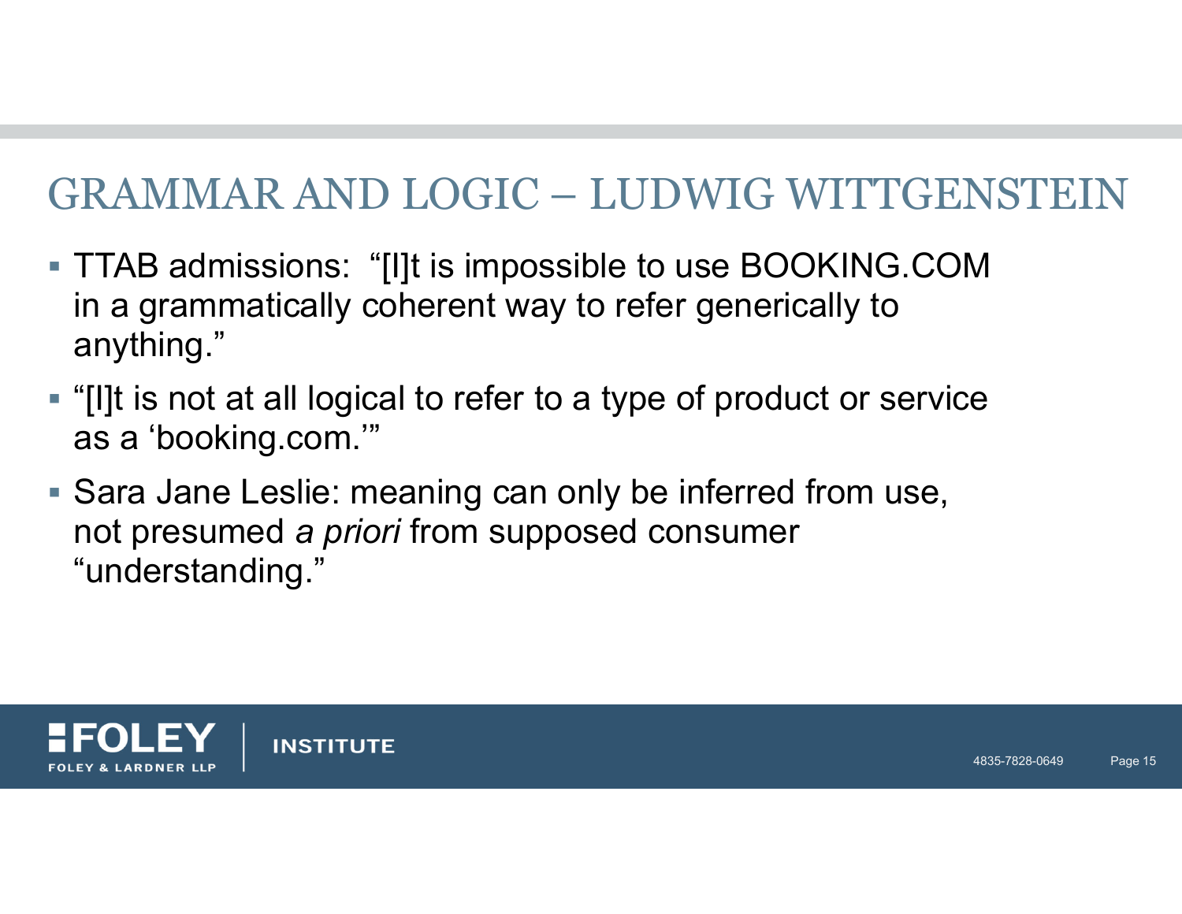# GRAMMAR AND LOGIC – LUDWIG WITTGENSTEIN

- TTAB admissions: "[I]t is impossible to use BOOKING.COM in a grammatically coherent way to refer generically to anything."
- "[I]t is not at all logical to refer to a type of product or service as a 'booking.com.'"
- Sara Jane Leslie: meaning can only be inferred from use, not presumed *a priori* from supposed consumer "understanding."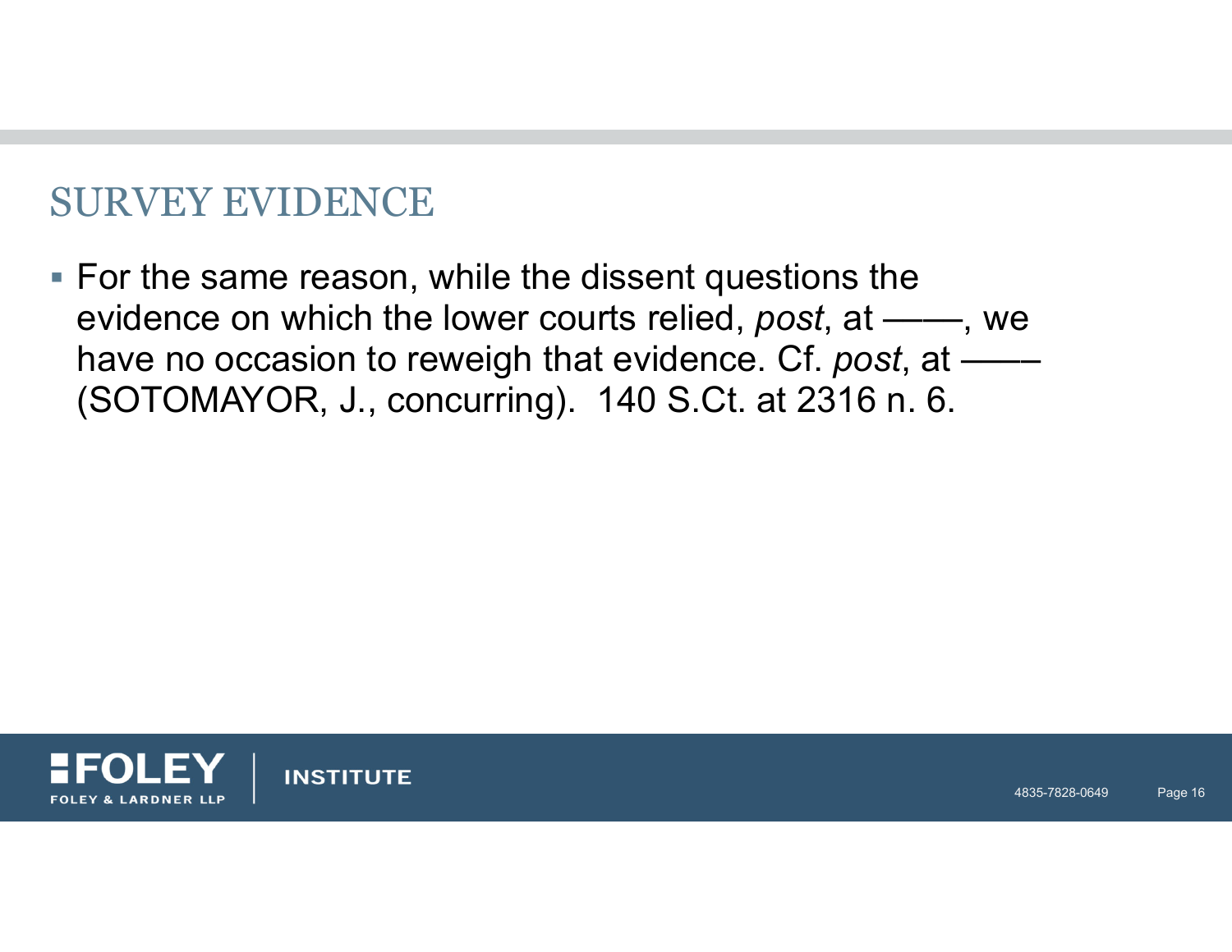## SURVEY EVIDENCE

- For the same reason, while the dissent questions the evidence on which the lower courts relied, *post*, at ——, we have no occasion to reweigh that evidence. Cf. *post*, at —— (SOTOMAYOR, J., concurring). 140 S.Ct. at 2316 n. 6.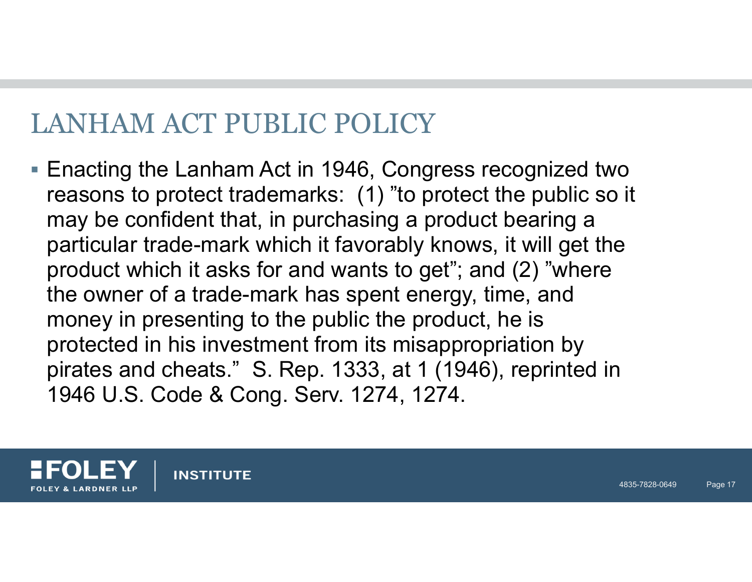# LANHAM ACT PUBLIC POLICY

- Enacting the Lanham Act in 1946, Congress recognized two reasons to protect trademarks: (1) ”to protect the public so it may be confident that, in purchasing a product bearing a particular trade-mark which it favorably knows, it will get the product which it asks for and wants to get”; and (2) ”where the owner of a trade-mark has spent energy, time, and money in presenting to the public the product, he is protected in his investment from its misappropriation by pirates and cheats.” S. Rep. 1333, at 1 (1946), reprinted in 1946 U.S. Code & Cong. Serv. 1274, 1274.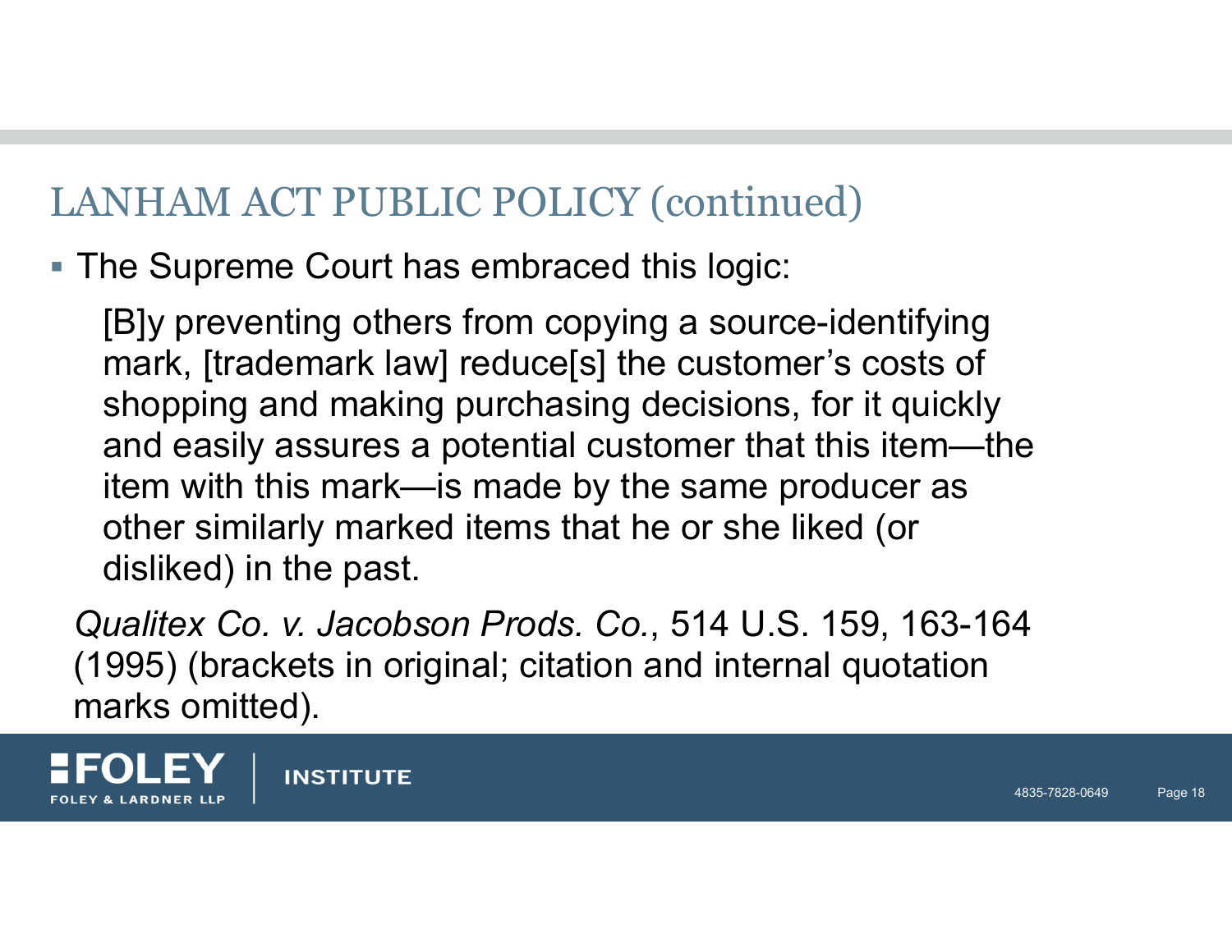## LANHAM ACT PUBLIC POLICY (continued)

- The Supreme Court has embraced this logic:

  > [B]y preventing others from copying a source-identifying mark, [trademark law] reduce[s] the customer's costs of shopping and making purchasing decisions, for it quickly and easily assures a potential customer that this item—the item with this mark—is made by the same producer as other similarly marked items that he or she liked (or disliked) in the past.

  *Qualitex Co. v. Jacobson Prods. Co.*, 514 U.S. 159, 163-164 (1995) (brackets in original; citation and internal quotation marks omitted).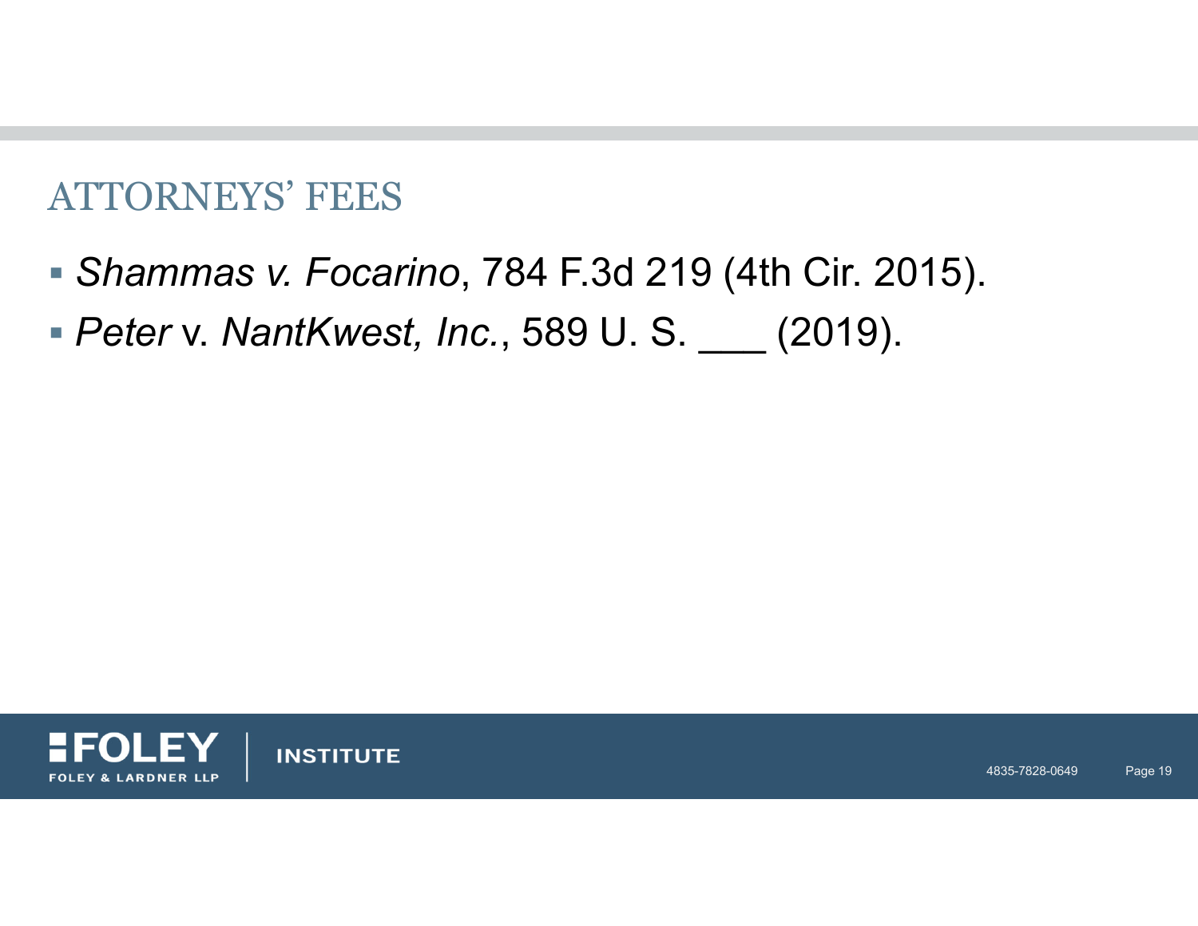# ATTORNEYS' FEES

- *Shammas v. Focarino*, 784 F.3d 219 (4th Cir. 2015).
- *Peter* v. *NantKwest, Inc.*, 589 U. S. ___ (2019).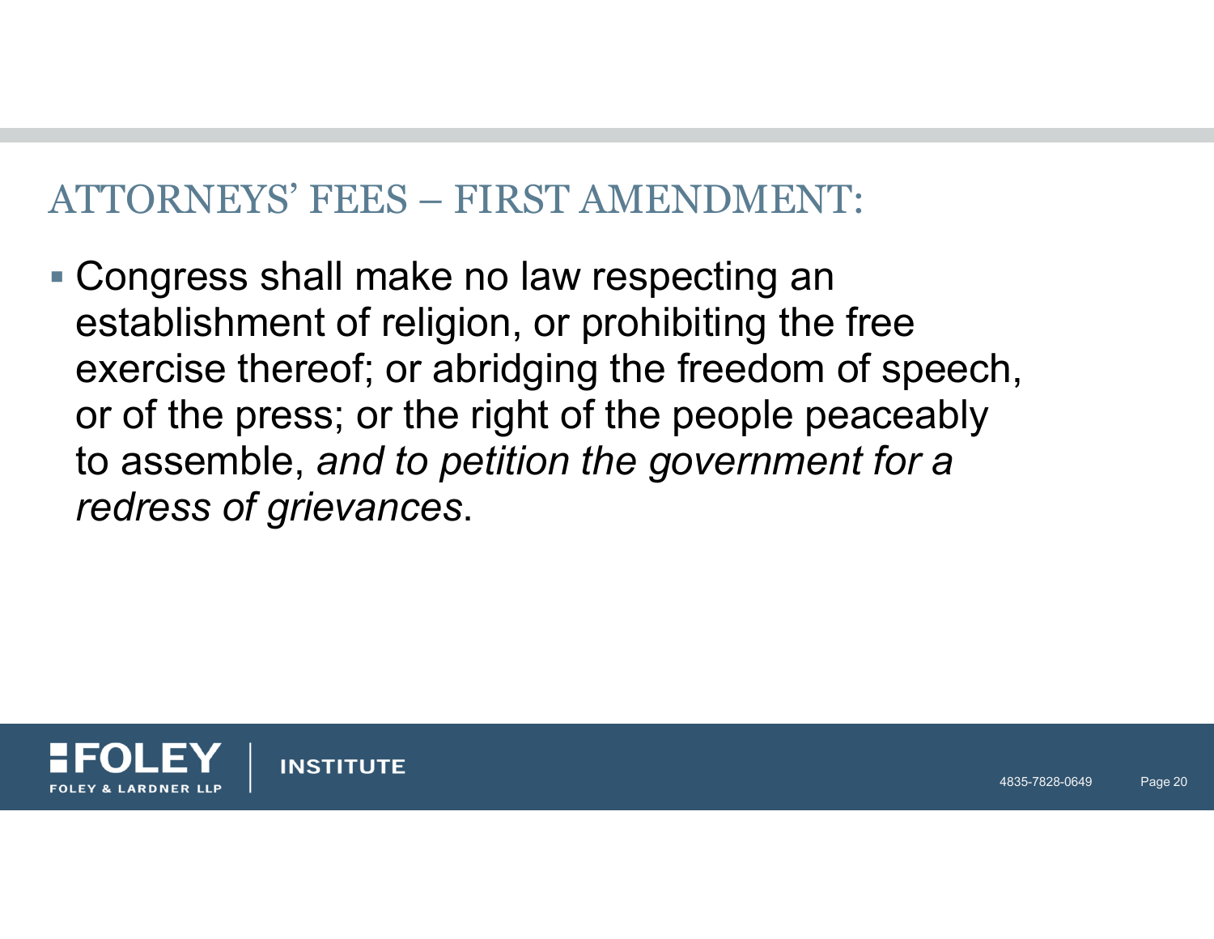## ATTORNEYS' FEES – FIRST AMENDMENT:

- Congress shall make no law respecting an establishment of religion, or prohibiting the free exercise thereof; or abridging the freedom of speech, or of the press; or the right of the people peaceably to assemble, *and to petition the government for a redress of grievances*.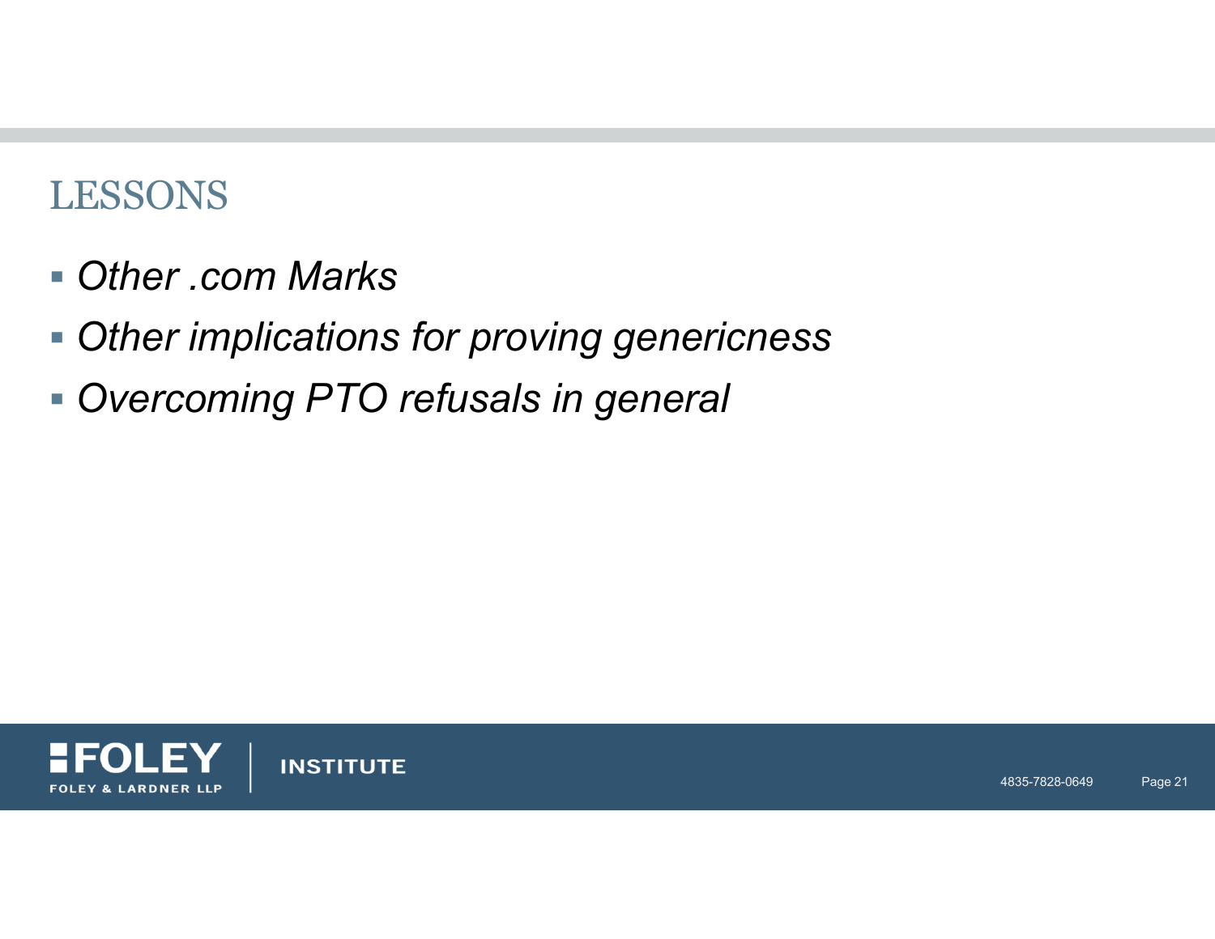# LESSONS

- *Other .com Marks*
- *Other implications for proving genericness*
- *Overcoming PTO refusals in general*